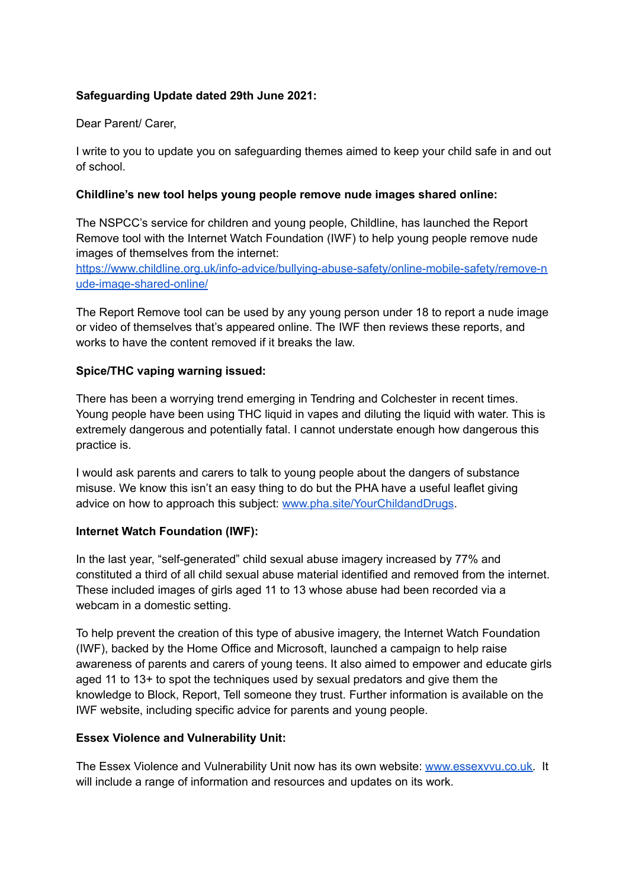**Safeguarding Update dated 29th June 2021:**

Dear Parent/ Carer,

I write to you to update you on safeguarding themes aimed to keep your child safe in and out of school.

**Childline's new tool helps young people remove nude images shared online:**

The NSPCC's service for children and young people, Childline, has launched the Report Remove tool with the Internet Watch Foundation (IWF) to help young people remove nude images of themselves from the internet: [https://www.childline.org.uk/info-advice/bullying-abuse-safety/online-mobile-safety/remove-nude-image-shared-online/](https://www.childline.org.uk/info-advice/bullying-abuse-safety/online-mobile-safety/remove-nude-image-shared-online/)

The Report Remove tool can be used by any young person under 18 to report a nude image or video of themselves that's appeared online. The IWF then reviews these reports, and works to have the content removed if it breaks the law.

**Spice/THC vaping warning issued:**

There has been a worrying trend emerging in Tendring and Colchester in recent times. Young people have been using THC liquid in vapes and diluting the liquid with water. This is extremely dangerous and potentially fatal. I cannot understate enough how dangerous this practice is.

I would ask parents and carers to talk to young people about the dangers of substance misuse. We know this isn't an easy thing to do but the PHA have a useful leaflet giving advice on how to approach this subject: [www.pha.site/YourChildandDrugs](http://www.pha.site/YourChildandDrugs).

**Internet Watch Foundation (IWF):**

In the last year, "self-generated" child sexual abuse imagery increased by 77% and constituted a third of all child sexual abuse material identified and removed from the internet. These included images of girls aged 11 to 13 whose abuse had been recorded via a webcam in a domestic setting.

To help prevent the creation of this type of abusive imagery, the Internet Watch Foundation (IWF), backed by the Home Office and Microsoft, launched a campaign to help raise awareness of parents and carers of young teens. It also aimed to empower and educate girls aged 11 to 13+ to spot the techniques used by sexual predators and give them the knowledge to Block, Report, Tell someone they trust. Further information is available on the IWF website, including specific advice for parents and young people.

**Essex Violence and Vulnerability Unit:**

The Essex Violence and Vulnerability Unit now has its own website: [www.essexvvu.co.uk](http://www.essexvvu.co.uk). It will include a range of information and resources and updates on its work.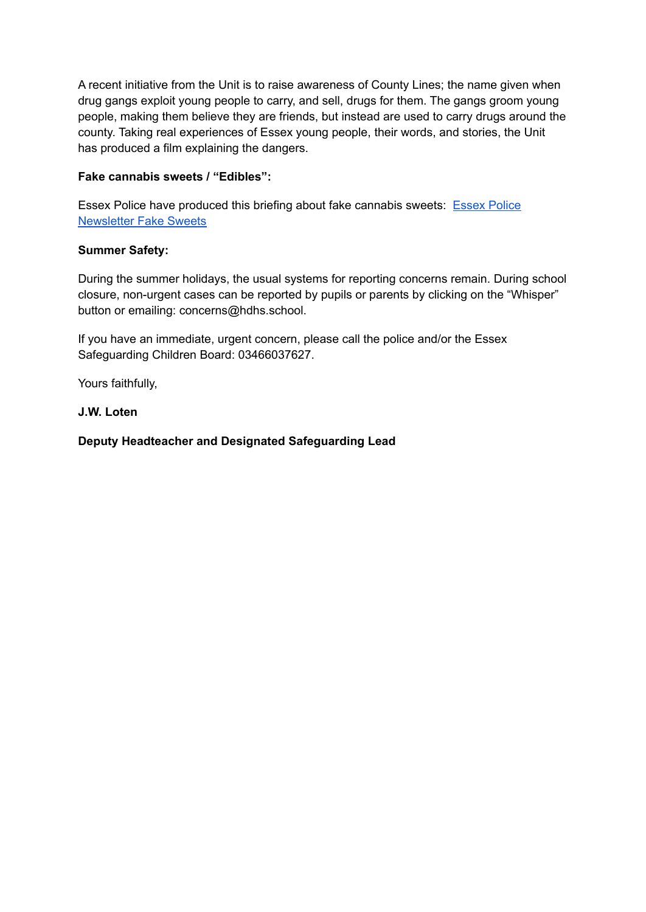A recent initiative from the Unit is to raise awareness of County Lines; the name given when drug gangs exploit young people to carry, and sell, drugs for them. The gangs groom young people, making them believe they are friends, but instead are used to carry drugs around the county. Taking real experiences of Essex young people, their words, and stories, the Unit has produced a film explaining the dangers.

**Fake cannabis sweets / "Edibles":**

Essex Police have produced this briefing about fake cannabis sweets: [Essex Police Newsletter Fake Sweets]()

**Summer Safety:**

During the summer holidays, the usual systems for reporting concerns remain. During school closure, non-urgent cases can be reported by pupils or parents by clicking on the "Whisper" button or emailing: concerns@hdhs.school.

If you have an immediate, urgent concern, please call the police and/or the Essex Safeguarding Children Board: 03466037627.

Yours faithfully,

**J.W. Loten**

**Deputy Headteacher and Designated Safeguarding Lead**